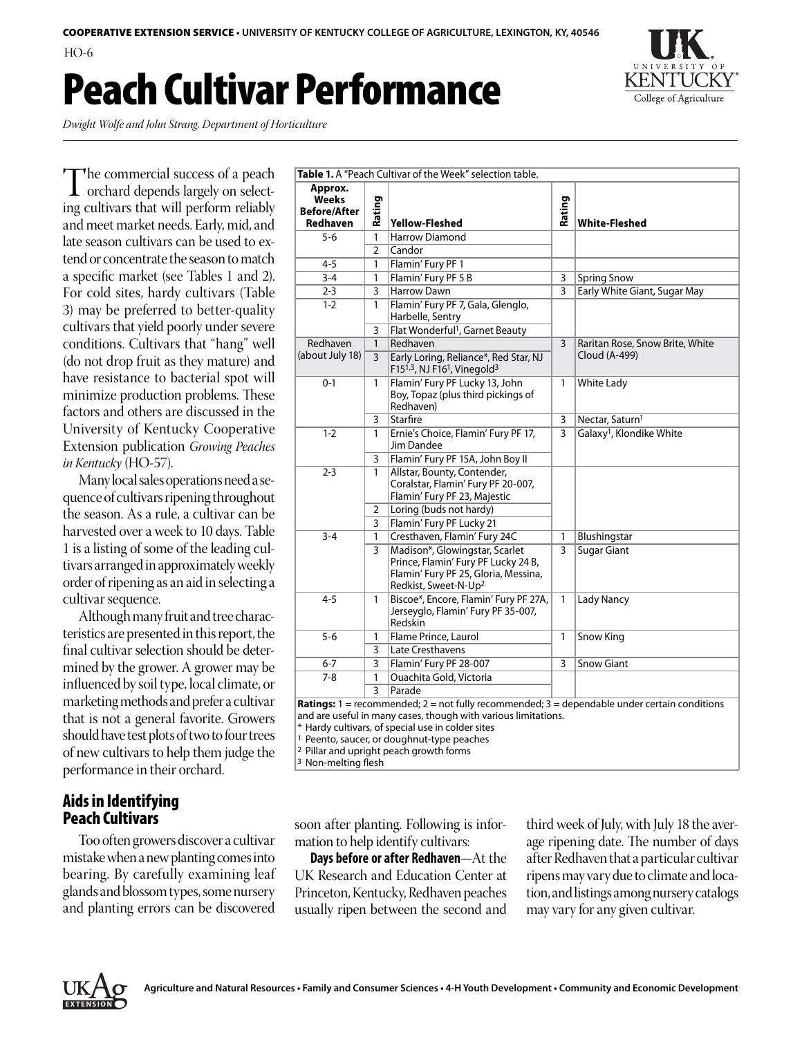COOPERATIVE EXTENSION SERVICE • UNIVERSITY OF KENTUCKY COLLEGE OF AGRICULTURE, LEXINGTON, KY, 40546

HO-6

# Peach Cultivar Performance

*Dwight Wolfe and John Strang, Department of Horticulture*

The commercial success of a peach orchard depends largely on selecting cultivars that will perform reliably and meet market needs. Early, mid, and late season cultivars can be used to extend or concentrate the season to match a specific market (see Tables 1 and 2). For cold sites, hardy cultivars (Table 3) may be preferred to better-quality cultivars that yield poorly under severe conditions. Cultivars that "hang" well (do not drop fruit as they mature) and have resistance to bacterial spot will minimize production problems. These factors and others are discussed in the University of Kentucky Cooperative Extension publication *Growing Peaches in Kentucky* (HO-57).

Many local sales operations need a sequence of cultivars ripening throughout the season. As a rule, a cultivar can be harvested over a week to 10 days. Table 1 is a listing of some of the leading cultivars arranged in approximately weekly order of ripening as an aid in selecting a cultivar sequence.

Although many fruit and tree characteristics are presented in this report, the final cultivar selection should be determined by the grower. A grower may be influenced by soil type, local climate, or marketing methods and prefer a cultivar that is not a general favorite. Growers should have test plots of two to four trees of new cultivars to help them judge the performance in their orchard.

**Table 1.** A "Peach Cultivar of the Week" selection table.

| Approx. Weeks Before/After Redhaven | Rating | Yellow-Fleshed | Rating | White-Fleshed |
|---|---|---|---|---|
| 5-6 | 1 | Harrow Diamond | | |
| | 2 | Candor | | |
| 4-5 | 1 | Flamin' Fury PF 1 | | |
| 3-4 | 1 | Flamin' Fury PF 5 B | 3 | Spring Snow |
| 2-3 | 3 | Harrow Dawn | 3 | Early White Giant, Sugar May |
| 1-2 | 1 | Flamin' Fury PF 7, Gala, Glenglo, Harbelle, Sentry | | |
| | 3 | Flat Wonderful[1], Garnet Beauty | | |
| Redhaven (about July 18) | 1 | Redhaven | 3 | Raritan Rose, Snow Brite, White Cloud (A-499) |
| | 3 | Early Loring, Reliance*, Red Star, NJ F15[1,3], NJ F16[1], Vinegold[3] | | |
| 0-1 | 1 | Flamin' Fury PF Lucky 13, John Boy, Topaz (plus third pickings of Redhaven) | 1 | White Lady |
| | 3 | Starfire | 3 | Nectar, Saturn[1] |
| 1-2 | 1 | Ernie's Choice, Flamin' Fury PF 17, Jim Dandee | 3 | Galaxy[1], Klondike White |
| | 3 | Flamin' Fury PF 15A, John Boy II | | |
| 2-3 | 1 | Allstar, Bounty, Contender, Coralstar, Flamin' Fury PF 20-007, Flamin' Fury PF 23, Majestic | | |
| | 2 | Loring (buds not hardy) | | |
| | 3 | Flamin' Fury PF Lucky 21 | | |
| 3-4 | 1 | Cresthaven, Flamin' Fury 24C | 1 | Blushingstar |
| | 3 | Madison*, Glowingstar, Scarlet Prince, Flamin' Fury PF Lucky 24 B, Flamin' Fury PF 25, Gloria, Messina, Redkist, Sweet-N-Up[2] | 3 | Sugar Giant |
| 4-5 | 1 | Biscoe*, Encore, Flamin' Fury PF 27A, Jerseyglo, Flamin' Fury PF 35-007, Redskin | 1 | Lady Nancy |
| 5-6 | 1 | Flame Prince, Laurol | 1 | Snow King |
| | 3 | Late Cresthavens | | |
| 6-7 | 3 | Flamin' Fury PF 28-007 | 3 | Snow Giant |
| 7-8 | 1 | Ouachita Gold, Victoria | | |
| | 3 | Parade | | |

**Ratings:** 1 = recommended; 2 = not fully recommended; 3 = dependable under certain conditions and are useful in many cases, though with various limitations.

\* Hardy cultivars, of special use in colder sites

[1] Peento, saucer, or doughnut-type peaches

[2] Pillar and upright peach growth forms

[3] Non-melting flesh

## Aids in Identifying Peach Cultivars

Too often growers discover a cultivar mistake when a new planting comes into bearing. By carefully examining leaf glands and blossom types, some nursery and planting errors can be discovered soon after planting. Following is information to help identify cultivars:

**Days before or after Redhaven**—At the UK Research and Education Center at Princeton, Kentucky, Redhaven peaches usually ripen between the second and third week of July, with July 18 the average ripening date. The number of days after Redhaven that a particular cultivar ripens may vary due to climate and location, and listings among nursery catalogs may vary for any given cultivar.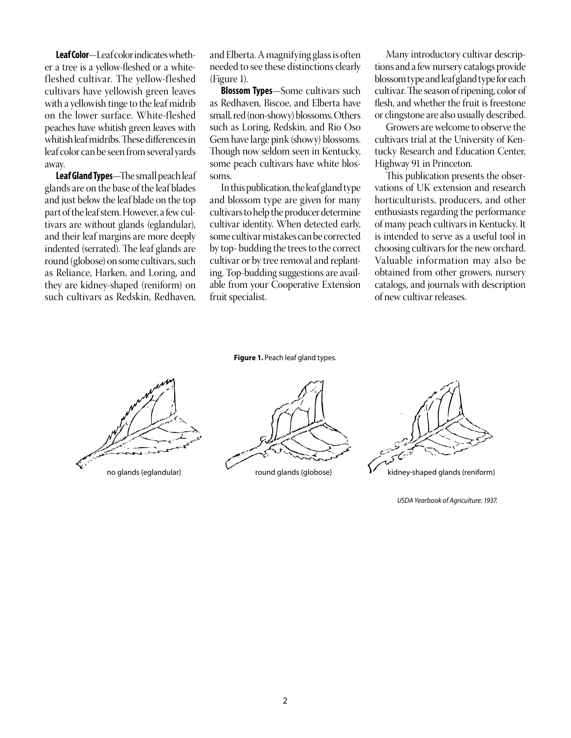**Leaf Color**—Leaf color indicates whether a tree is a yellow-fleshed or a white-fleshed cultivar. The yellow-fleshed cultivars have yellowish green leaves with a yellowish tinge to the leaf midrib on the lower surface. White-fleshed peaches have whitish green leaves with whitish leaf midribs. These differences in leaf color can be seen from several yards away.

**Leaf Gland Types**—The small peach leaf glands are on the base of the leaf blades and just below the leaf blade on the top part of the leaf stem. However, a few cultivars are without glands (eglandular), and their leaf margins are more deeply indented (serrated). The leaf glands are round (globose) on some cultivars, such as Reliance, Harken, and Loring, and they are kidney-shaped (reniform) on such cultivars as Redskin, Redhaven, and Elberta. A magnifying glass is often needed to see these distinctions clearly (Figure 1).

**Blossom Types**—Some cultivars such as Redhaven, Biscoe, and Elberta have small, red (non-showy) blossoms. Others such as Loring, Redskin, and Rio Oso Gem have large pink (showy) blossoms. Though now seldom seen in Kentucky, some peach cultivars have white blossoms.

In this publication, the leaf gland type and blossom type are given for many cultivars to help the producer determine cultivar identity. When detected early, some cultivar mistakes can be corrected by top- budding the trees to the correct cultivar or by tree removal and replanting. Top-budding suggestions are available from your Cooperative Extension fruit specialist.

Many introductory cultivar descriptions and a few nursery catalogs provide blossom type and leaf gland type for each cultivar. The season of ripening, color of flesh, and whether the fruit is freestone or clingstone are also usually described.

Growers are welcome to observe the cultivars trial at the University of Kentucky Research and Education Center, Highway 91 in Princeton.

This publication presents the observations of UK extension and research horticulturists, producers, and other enthusiasts regarding the performance of many peach cultivars in Kentucky. It is intended to serve as a useful tool in choosing cultivars for the new orchard. Valuable information may also be obtained from other growers, nursery catalogs, and journals with description of new cultivar releases.

**Figure 1.** Peach leaf gland types.

no glands (eglandular) — round glands (globose) — kidney-shaped glands (reniform)

*USDA Yearbook of Agriculture: 1937.*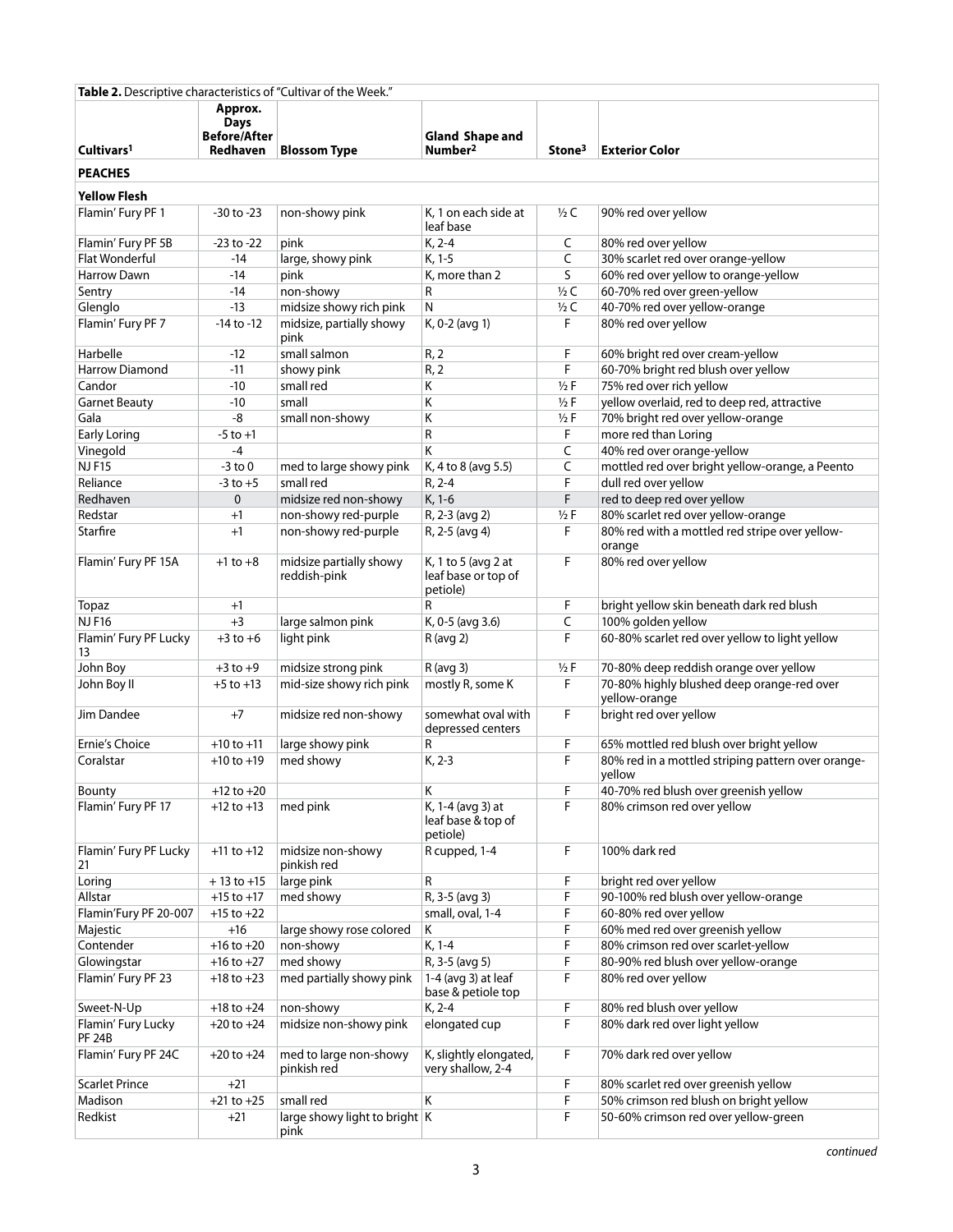**Table 2.** Descriptive characteristics of "Cultivar of the Week."

| Cultivars[1] | Approx. Days Before/After Redhaven | Blossom Type | Gland Shape and Number[2] | Stone[3] | Exterior Color |
|---|---|---|---|---|---|
| **PEACHES** | | | | | |
| **Yellow Flesh** | | | | | |
| Flamin' Fury PF 1 | -30 to -23 | non-showy pink | K, 1 on each side at leaf base | ½ C | 90% red over yellow |
| Flamin' Fury PF 5B | -23 to -22 | pink | K, 2-4 | C | 80% red over yellow |
| Flat Wonderful | -14 | large, showy pink | K, 1-5 | C | 30% scarlet red over orange-yellow |
| Harrow Dawn | -14 | pink | K, more than 2 | S | 60% red over yellow to orange-yellow |
| Sentry | -14 | non-showy | R | ½ C | 60-70% red over green-yellow |
| Glenglo | -13 | midsize showy rich pink | N | ½ C | 40-70% red over yellow-orange |
| Flamin' Fury PF 7 | -14 to -12 | midsize, partially showy pink | K, 0-2 (avg 1) | F | 80% red over yellow |
| Harbelle | -12 | small salmon | R, 2 | F | 60% bright red over cream-yellow |
| Harrow Diamond | -11 | showy pink | R, 2 | F | 60-70% bright red blush over yellow |
| Candor | -10 | small red | K | ½ F | 75% red over rich yellow |
| Garnet Beauty | -10 | small | K | ½ F | yellow overlaid, red to deep red, attractive |
| Gala | -8 | small non-showy | K | ½ F | 70% bright red over yellow-orange |
| Early Loring | -5 to +1 | | R | F | more red than Loring |
| Vinegold | -4 | | K | C | 40% red over orange-yellow |
| NJ F15 | -3 to 0 | med to large showy pink | K, 4 to 8 (avg 5.5) | C | mottled red over bright yellow-orange, a Peento |
| Reliance | -3 to +5 | small red | R, 2-4 | F | dull red over yellow |
| Redhaven | 0 | midsize red non-showy | K, 1-6 | F | red to deep red over yellow |
| Redstar | +1 | non-showy red-purple | R, 2-3 (avg 2) | ½ F | 80% scarlet red over yellow-orange |
| Starfire | +1 | non-showy red-purple | R, 2-5 (avg 4) | F | 80% red with a mottled red stripe over yellow-orange |
| Flamin' Fury PF 15A | +1 to +8 | midsize partially showy reddish-pink | K, 1 to 5 (avg 2 at leaf base or top of petiole) | F | 80% red over yellow |
| Topaz | +1 | | R | F | bright yellow skin beneath dark red blush |
| NJ F16 | +3 | large salmon pink | K, 0-5 (avg 3.6) | C | 100% golden yellow |
| Flamin' Fury PF Lucky 13 | +3 to +6 | light pink | R (avg 2) | F | 60-80% scarlet red over yellow to light yellow |
| John Boy | +3 to +9 | midsize strong pink | R (avg 3) | ½ F | 70-80% deep reddish orange over yellow |
| John Boy II | +5 to +13 | mid-size showy rich pink | mostly R, some K | F | 70-80% highly blushed deep orange-red over yellow-orange |
| Jim Dandee | +7 | midsize red non-showy | somewhat oval with depressed centers | F | bright red over yellow |
| Ernie's Choice | +10 to +11 | large showy pink | R | F | 65% mottled red blush over bright yellow |
| Coralstar | +10 to +19 | med showy | K, 2-3 | F | 80% red in a mottled striping pattern over orange-yellow |
| Bounty | +12 to +20 | | K | F | 40-70% red blush over greenish yellow |
| Flamin' Fury PF 17 | +12 to +13 | med pink | K, 1-4 (avg 3) at leaf base & top of petiole) | F | 80% crimson red over yellow |
| Flamin' Fury PF Lucky 21 | +11 to +12 | midsize non-showy pinkish red | R cupped, 1-4 | F | 100% dark red |
| Loring | + 13 to +15 | large pink | R | F | bright red over yellow |
| Allstar | +15 to +17 | med showy | R, 3-5 (avg 3) | F | 90-100% red blush over yellow-orange |
| Flamin'Fury PF 20-007 | +15 to +22 | | small, oval, 1-4 | F | 60-80% red over yellow |
| Majestic | +16 | large showy rose colored | K | F | 60% med red over greenish yellow |
| Contender | +16 to +20 | non-showy | K, 1-4 | F | 80% crimson red over scarlet-yellow |
| Glowingstar | +16 to +27 | med showy | R, 3-5 (avg 5) | F | 80-90% red blush over yellow-orange |
| Flamin' Fury PF 23 | +18 to +23 | med partially showy pink | 1-4 (avg 3) at leaf base & petiole top | F | 80% red over yellow |
| Sweet-N-Up | +18 to +24 | non-showy | K, 2-4 | F | 80% red blush over yellow |
| Flamin' Fury Lucky PF 24B | +20 to +24 | midsize non-showy pink | elongated cup | F | 80% dark red over light yellow |
| Flamin' Fury PF 24C | +20 to +24 | med to large non-showy pinkish red | K, slightly elongated, very shallow, 2-4 | F | 70% dark red over yellow |
| Scarlet Prince | +21 | | | F | 80% scarlet red over greenish yellow |
| Madison | +21 to +25 | small red | K | F | 50% crimson red blush on bright yellow |
| Redkist | +21 | large showy light to bright pink | K | F | 50-60% crimson red over yellow-green |

*continued*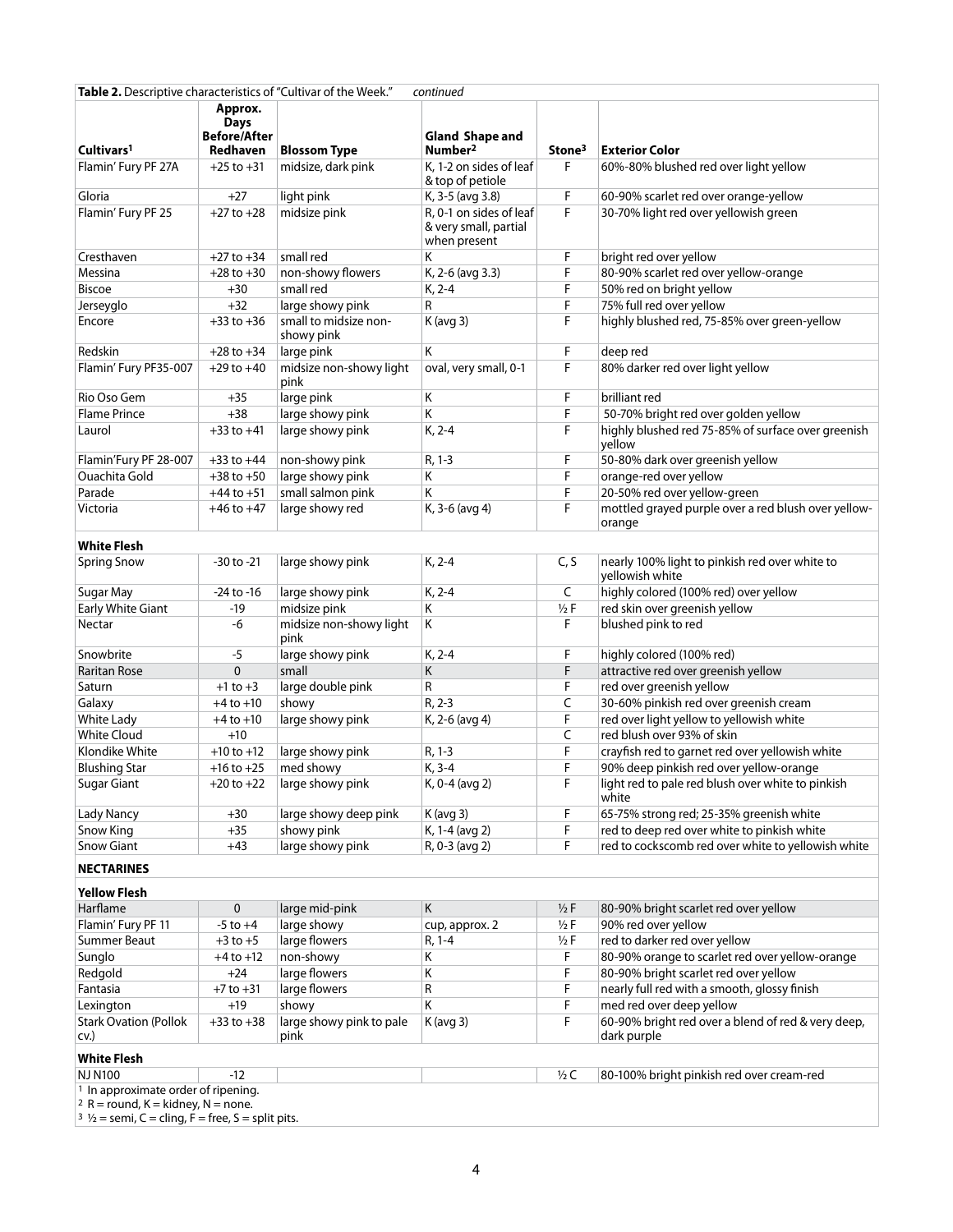| **Table 2.** Descriptive characteristics of "Cultivar of the Week." *continued* | | | | | |
|---|---|---|---|---|---|
| **Cultivars[1]** | **Approx. Days Before/After Redhaven** | **Blossom Type** | **Gland Shape and Number[2]** | **Stone[3]** | **Exterior Color** |
| Flamin' Fury PF 27A | +25 to +31 | midsize, dark pink | K, 1-2 on sides of leaf & top of petiole | F | 60%-80% blushed red over light yellow |
| Gloria | +27 | light pink | K, 3-5 (avg 3.8) | F | 60-90% scarlet red over orange-yellow |
| Flamin' Fury PF 25 | +27 to +28 | midsize pink | R, 0-1 on sides of leaf & very small, partial when present | F | 30-70% light red over yellowish green |
| Cresthaven | +27 to +34 | small red | K | F | bright red over yellow |
| Messina | +28 to +30 | non-showy flowers | K, 2-6 (avg 3.3) | F | 80-90% scarlet red over yellow-orange |
| Biscoe | +30 | small red | K, 2-4 | F | 50% red on bright yellow |
| Jerseyglo | +32 | large showy pink | R | F | 75% full red over yellow |
| Encore | +33 to +36 | small to midsize non-showy pink | K (avg 3) | F | highly blushed red, 75-85% over green-yellow |
| Redskin | +28 to +34 | large pink | K | F | deep red |
| Flamin' Fury PF35-007 | +29 to +40 | midsize non-showy light pink | oval, very small, 0-1 | F | 80% darker red over light yellow |
| Rio Oso Gem | +35 | large pink | K | F | brilliant red |
| Flame Prince | +38 | large showy pink | K | F | 50-70% bright red over golden yellow |
| Laurol | +33 to +41 | large showy pink | K, 2-4 | F | highly blushed red 75-85% of surface over greenish yellow |
| Flamin'Fury PF 28-007 | +33 to +44 | non-showy pink | R, 1-3 | F | 50-80% dark over greenish yellow |
| Ouachita Gold | +38 to +50 | large showy pink | K | F | orange-red over yellow |
| Parade | +44 to +51 | small salmon pink | K | F | 20-50% red over yellow-green |
| Victoria | +46 to +47 | large showy red | K, 3-6 (avg 4) | F | mottled grayed purple over a red blush over yellow-orange |
| **White Flesh** | | | | | |
| Spring Snow | -30 to -21 | large showy pink | K, 2-4 | C, S | nearly 100% light to pinkish red over white to yellowish white |
| Sugar May | -24 to -16 | large showy pink | K, 2-4 | C | highly colored (100% red) over yellow |
| Early White Giant | -19 | midsize pink | K | ½ F | red skin over greenish yellow |
| Nectar | -6 | midsize non-showy light pink | K | F | blushed pink to red |
| Snowbrite | -5 | large showy pink | K, 2-4 | F | highly colored (100% red) |
| Raritan Rose | 0 | small | K | F | attractive red over greenish yellow |
| Saturn | +1 to +3 | large double pink | R | F | red over greenish yellow |
| Galaxy | +4 to +10 | showy | R, 2-3 | C | 30-60% pinkish red over greenish cream |
| White Lady | +4 to +10 | large showy pink | K, 2-6 (avg 4) | F | red over light yellow to yellowish white |
| White Cloud | +10 | | | C | red blush over 93% of skin |
| Klondike White | +10 to +12 | large showy pink | R, 1-3 | F | crayfish red to garnet red over yellowish white |
| Blushing Star | +16 to +25 | med showy | K, 3-4 | F | 90% deep pinkish red over yellow-orange |
| Sugar Giant | +20 to +22 | large showy pink | K, 0-4 (avg 2) | F | light red to pale red blush over white to pinkish white |
| Lady Nancy | +30 | large showy deep pink | K (avg 3) | F | 65-75% strong red; 25-35% greenish white |
| Snow King | +35 | showy pink | K, 1-4 (avg 2) | F | red to deep red over white to pinkish white |
| Snow Giant | +43 | large showy pink | R, 0-3 (avg 2) | F | red to cockscomb red over white to yellowish white |
| **NECTARINES** | | | | | |
| **Yellow Flesh** | | | | | |
| Harflame | 0 | large mid-pink | K | ½ F | 80-90% bright scarlet red over yellow |
| Flamin' Fury PF 11 | -5 to +4 | large showy | cup, approx. 2 | ½ F | 90% red over yellow |
| Summer Beaut | +3 to +5 | large flowers | R, 1-4 | ½ F | red to darker red over yellow |
| Sunglo | +4 to +12 | non-showy | K | F | 80-90% orange to scarlet red over yellow-orange |
| Redgold | +24 | large flowers | K | F | 80-90% bright scarlet red over yellow |
| Fantasia | +7 to +31 | large flowers | R | F | nearly full red with a smooth, glossy finish |
| Lexington | +19 | showy | K | F | med red over deep yellow |
| Stark Ovation (Pollok cv.) | +33 to +38 | large showy pink to pale pink | K (avg 3) | F | 60-90% bright red over a blend of red & very deep, dark purple |
| **White Flesh** | | | | | |
| NJ N100 | -12 | | | ½ C | 80-100% bright pinkish red over cream-red |

[1] In approximate order of ripening.
[2] R = round, K = kidney, N = none.
[3] ½ = semi, C = cling, F = free, S = split pits.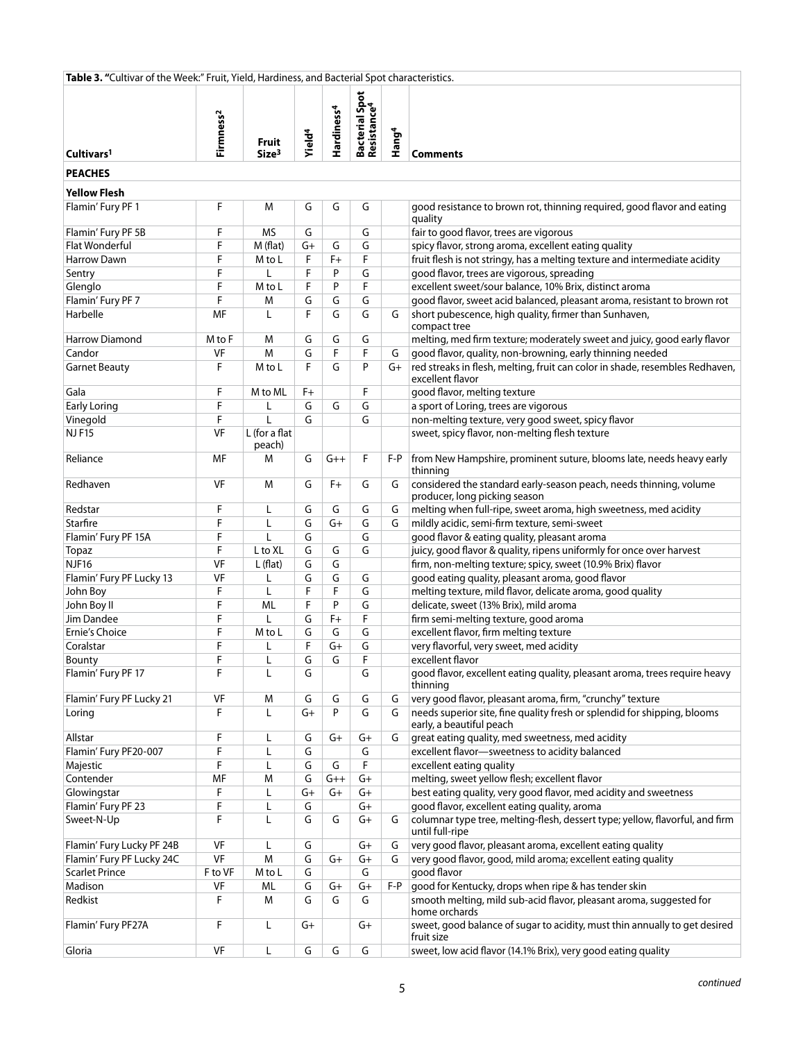**Table 3. "Cultivar of the Week:" Fruit, Yield, Hardiness, and Bacterial Spot characteristics.**

| Cultivars[1] | Firmness[2] | Fruit Size[3] | Yield[4] | Hardiness[4] | Bacterial Spot Resistance[4] | Hang[4] | Comments |
|---|---|---|---|---|---|---|---|
| **PEACHES** | | | | | | | |
| **Yellow Flesh** | | | | | | | |
| Flamin' Fury PF 1 | F | M | G | G | G | | good resistance to brown rot, thinning required, good flavor and eating quality |
| Flamin' Fury PF 5B | F | MS | G | | G | | fair to good flavor, trees are vigorous |
| Flat Wonderful | F | M (flat) | G+ | G | G | | spicy flavor, strong aroma, excellent eating quality |
| Harrow Dawn | F | M to L | F | F+ | F | | fruit flesh is not stringy, has a melting texture and intermediate acidity |
| Sentry | F | L | F | P | G | | good flavor, trees are vigorous, spreading |
| Glenglo | F | M to L | F | P | F | | excellent sweet/sour balance, 10% Brix, distinct aroma |
| Flamin' Fury PF 7 | F | M | G | G | G | | good flavor, sweet acid balanced, pleasant aroma, resistant to brown rot |
| Harbelle | MF | L | F | G | G | G | short pubescence, high quality, firmer than Sunhaven, compact tree |
| Harrow Diamond | M to F | M | G | G | G | | melting, med firm texture; moderately sweet and juicy, good early flavor |
| Candor | VF | M | G | F | F | G | good flavor, quality, non-browning, early thinning needed |
| Garnet Beauty | F | M to L | F | G | P | G+ | red streaks in flesh, melting, fruit can color in shade, resembles Redhaven, excellent flavor |
| Gala | F | M to ML | F+ | | F | | good flavor, melting texture |
| Early Loring | F | L | G | G | G | | a sport of Loring, trees are vigorous |
| Vinegold | F | L | G | | G | | non-melting texture, very good sweet, spicy flavor |
| NJ F15 | VF | L (for a flat peach) | | | | | sweet, spicy flavor, non-melting flesh texture |
| Reliance | MF | M | G | G++ | F | F-P | from New Hampshire, prominent suture, blooms late, needs heavy early thinning |
| Redhaven | VF | M | G | F+ | G | G | considered the standard early-season peach, needs thinning, volume producer, long picking season |
| Redstar | F | L | G | G | G | G | melting when full-ripe, sweet aroma, high sweetness, med acidity |
| Starfire | F | L | G | G+ | G | G | mildly acidic, semi-firm texture, semi-sweet |
| Flamin' Fury PF 15A | F | L | G | | G | | good flavor & eating quality, pleasant aroma |
| Topaz | F | L to XL | G | G | G | | juicy, good flavor & quality, ripens uniformly for once over harvest |
| NJF16 | VF | L (flat) | G | G | | | firm, non-melting texture; spicy, sweet (10.9% Brix) flavor |
| Flamin' Fury PF Lucky 13 | VF | L | G | G | G | | good eating quality, pleasant aroma, good flavor |
| John Boy | F | L | F | F | G | | melting texture, mild flavor, delicate aroma, good quality |
| John Boy II | F | ML | F | P | G | | delicate, sweet (13% Brix), mild aroma |
| Jim Dandee | F | L | G | F+ | F | | firm semi-melting texture, good aroma |
| Ernie's Choice | F | M to L | G | G | G | | excellent flavor, firm melting texture |
| Coralstar | F | L | F | G+ | G | | very flavorful, very sweet, med acidity |
| Bounty | F | L | G | G | F | | excellent flavor |
| Flamin' Fury PF 17 | F | L | G | | G | | good flavor, excellent eating quality, pleasant aroma, trees require heavy thinning |
| Flamin' Fury PF Lucky 21 | VF | M | G | G | G | G | very good flavor, pleasant aroma, firm, "crunchy" texture |
| Loring | F | L | G+ | P | G | G | needs superior site, fine quality fresh or splendid for shipping, blooms early, a beautiful peach |
| Allstar | F | L | G | G+ | G+ | G | great eating quality, med sweetness, med acidity |
| Flamin' Fury PF20-007 | F | L | G | | G | | excellent flavor—sweetness to acidity balanced |
| Majestic | F | L | G | G | F | | excellent eating quality |
| Contender | MF | M | G | G++ | G+ | | melting, sweet yellow flesh; excellent flavor |
| Glowingstar | F | L | G+ | G+ | G+ | | best eating quality, very good flavor, med acidity and sweetness |
| Flamin' Fury PF 23 | F | L | G | | G+ | | good flavor, excellent eating quality, aroma |
| Sweet-N-Up | F | L | G | G | G+ | G | columnar type tree, melting-flesh, dessert type; yellow, flavorful, and firm until full-ripe |
| Flamin' Fury Lucky PF 24B | VF | L | G | | G+ | G | very good flavor, pleasant aroma, excellent eating quality |
| Flamin' Fury PF Lucky 24C | VF | M | G | G+ | G+ | G | very good flavor, good, mild aroma; excellent eating quality |
| Scarlet Prince | F to VF | M to L | G | | G | | good flavor |
| Madison | VF | ML | G | G+ | G+ | F-P | good for Kentucky, drops when ripe & has tender skin |
| Redkist | F | M | G | G | G | | smooth melting, mild sub-acid flavor, pleasant aroma, suggested for home orchards |
| Flamin' Fury PF27A | F | L | G+ | | G+ | | sweet, good balance of sugar to acidity, must thin annually to get desired fruit size |
| Gloria | VF | L | G | G | G | | sweet, low acid flavor (14.1% Brix), very good eating quality |

*continued*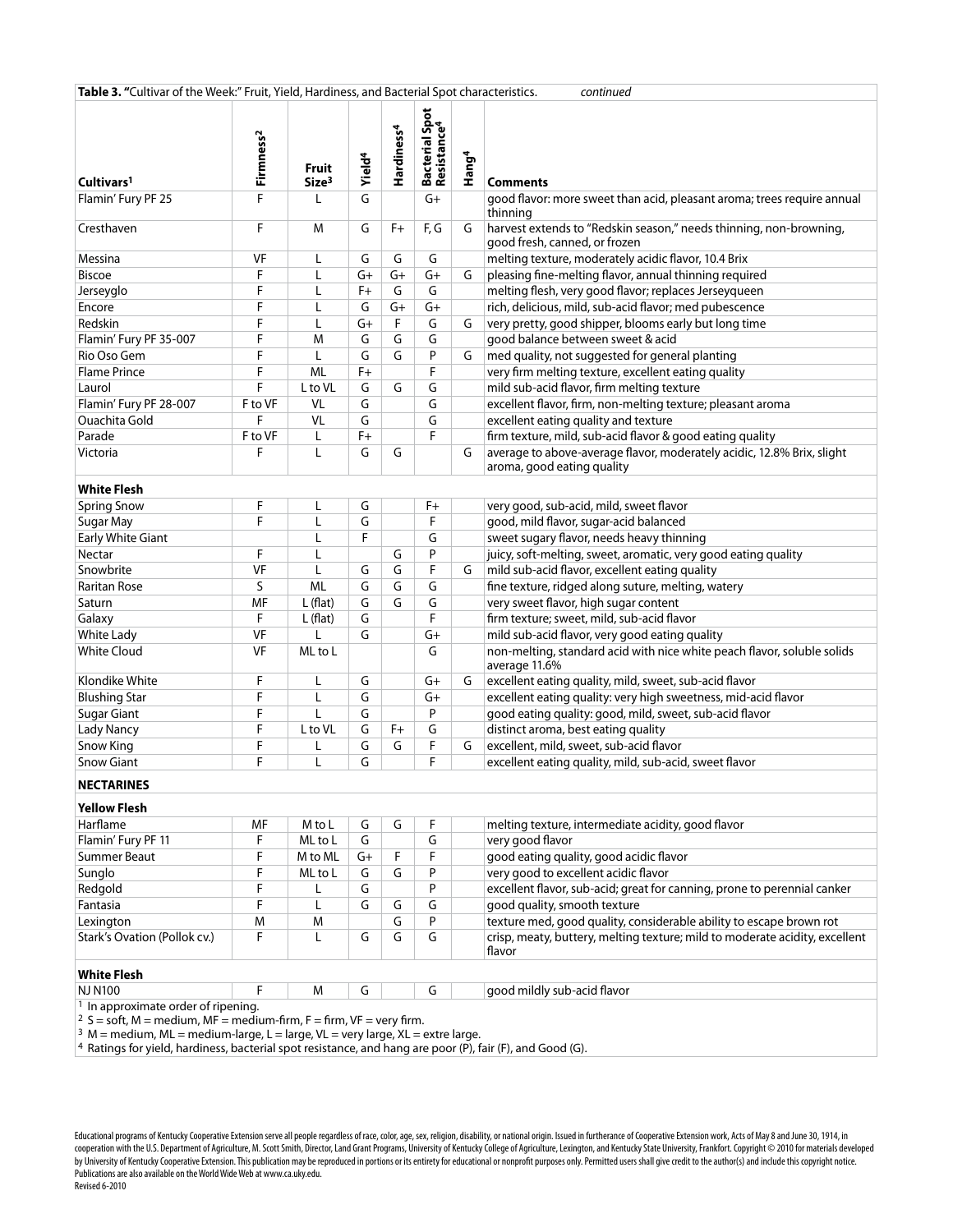**Table 3. "Cultivar of the Week:" Fruit, Yield, Hardiness, and Bacterial Spot characteristics.** *continued*

| Cultivars[1] | Firmness[2] | Fruit Size[3] | Yield[4] | Hardiness[4] | Bacterial Spot Resistance[4] | Hang[4] | Comments |
|---|---|---|---|---|---|---|---|
| Flamin' Fury PF 25 | F | L | G | | G+ | | good flavor: more sweet than acid, pleasant aroma; trees require annual thinning |
| Cresthaven | F | M | G | F+ | F, G | G | harvest extends to "Redskin season," needs thinning, non-browning, good fresh, canned, or frozen |
| Messina | VF | L | G | G | G | | melting texture, moderately acidic flavor, 10.4 Brix |
| Biscoe | F | L | G+ | G+ | G+ | G | pleasing fine-melting flavor, annual thinning required |
| Jerseyglo | F | L | F+ | G | G | | melting flesh, very good flavor; replaces Jerseyqueen |
| Encore | F | L | G | G+ | G+ | | rich, delicious, mild, sub-acid flavor; med pubescence |
| Redskin | F | L | G+ | F | G | G | very pretty, good shipper, blooms early but long time |
| Flamin' Fury PF 35-007 | F | M | G | G | G | | good balance between sweet & acid |
| Rio Oso Gem | F | L | G | G | P | G | med quality, not suggested for general planting |
| Flame Prince | F | ML | F+ | | F | | very firm melting texture, excellent eating quality |
| Laurol | F | L to VL | G | G | G | | mild sub-acid flavor, firm melting texture |
| Flamin' Fury PF 28-007 | F to VF | VL | G | | G | | excellent flavor, firm, non-melting texture; pleasant aroma |
| Ouachita Gold | F | VL | G | | G | | excellent eating quality and texture |
| Parade | F to VF | L | F+ | | F | | firm texture, mild, sub-acid flavor & good eating quality |
| Victoria | F | L | G | G | | G | average to above-average flavor, moderately acidic, 12.8% Brix, slight aroma, good eating quality |
| **White Flesh** | | | | | | | |
| Spring Snow | F | L | G | | F+ | | very good, sub-acid, mild, sweet flavor |
| Sugar May | F | L | G | | F | | good, mild flavor, sugar-acid balanced |
| Early White Giant | | L | F | | G | | sweet sugary flavor, needs heavy thinning |
| Nectar | F | L | | G | P | | juicy, soft-melting, sweet, aromatic, very good eating quality |
| Snowbrite | VF | L | G | G | F | G | mild sub-acid flavor, excellent eating quality |
| Raritan Rose | S | ML | G | G | G | | fine texture, ridged along suture, melting, watery |
| Saturn | MF | L (flat) | G | G | G | | very sweet flavor, high sugar content |
| Galaxy | F | L (flat) | G | | F | | firm texture; sweet, mild, sub-acid flavor |
| White Lady | VF | L | G | | G+ | | mild sub-acid flavor, very good eating quality |
| White Cloud | VF | ML to L | | | G | | non-melting, standard acid with nice white peach flavor, soluble solids average 11.6% |
| Klondike White | F | L | G | | G+ | G | excellent eating quality, mild, sweet, sub-acid flavor |
| Blushing Star | F | L | G | | G+ | | excellent eating quality: very high sweetness, mid-acid flavor |
| Sugar Giant | F | L | G | | P | | good eating quality: good, mild, sweet, sub-acid flavor |
| Lady Nancy | F | L to VL | G | F+ | G | | distinct aroma, best eating quality |
| Snow King | F | L | G | G | F | G | excellent, mild, sweet, sub-acid flavor |
| Snow Giant | F | L | G | | F | | excellent eating quality, mild, sub-acid, sweet flavor |
| **NECTARINES** | | | | | | | |
| **Yellow Flesh** | | | | | | | |
| Harflame | MF | M to L | G | G | F | | melting texture, intermediate acidity, good flavor |
| Flamin' Fury PF 11 | F | ML to L | G | | G | | very good flavor |
| Summer Beaut | F | M to ML | G+ | F | F | | good eating quality, good acidic flavor |
| Sunglo | F | ML to L | G | G | P | | very good to excellent acidic flavor |
| Redgold | F | L | G | | P | | excellent flavor, sub-acid; great for canning, prone to perennial canker |
| Fantasia | F | L | G | G | G | | good quality, smooth texture |
| Lexington | M | M | | G | P | | texture med, good quality, considerable ability to escape brown rot |
| Stark's Ovation (Pollok cv.) | F | L | G | G | G | | crisp, meaty, buttery, melting texture; mild to moderate acidity, excellent flavor |
| **White Flesh** | | | | | | | |
| NJ N100 | F | M | G | | G | | good mildly sub-acid flavor |

[1] In approximate order of ripening.
[2] S = soft, M = medium, MF = medium-firm, F = firm, VF = very firm.
[3] M = medium, ML = medium-large, L = large, VL = very large, XL = extre large.
[4] Ratings for yield, hardiness, bacterial spot resistance, and hang are poor (P), fair (F), and Good (G).

Educational programs of Kentucky Cooperative Extension serve all people regardless of race, color, age, sex, religion, disability, or national origin. Issued in furtherance of Cooperative Extension work, Acts of May 8 and June 30, 1914, in cooperation with the U.S. Department of Agriculture, M. Scott Smith, Director, Land Grant Programs, University of Kentucky College of Agriculture, Lexington, and Kentucky State University, Frankfort. Copyright © 2010 for materials developed by University of Kentucky Cooperative Extension. This publication may be reproduced in portions or its entirety for educational or nonprofit purposes only. Permitted users shall give credit to the author(s) and include this copyright notice. Publications are also available on the World Wide Web at www.ca.uky.edu.
Revised 6-2010